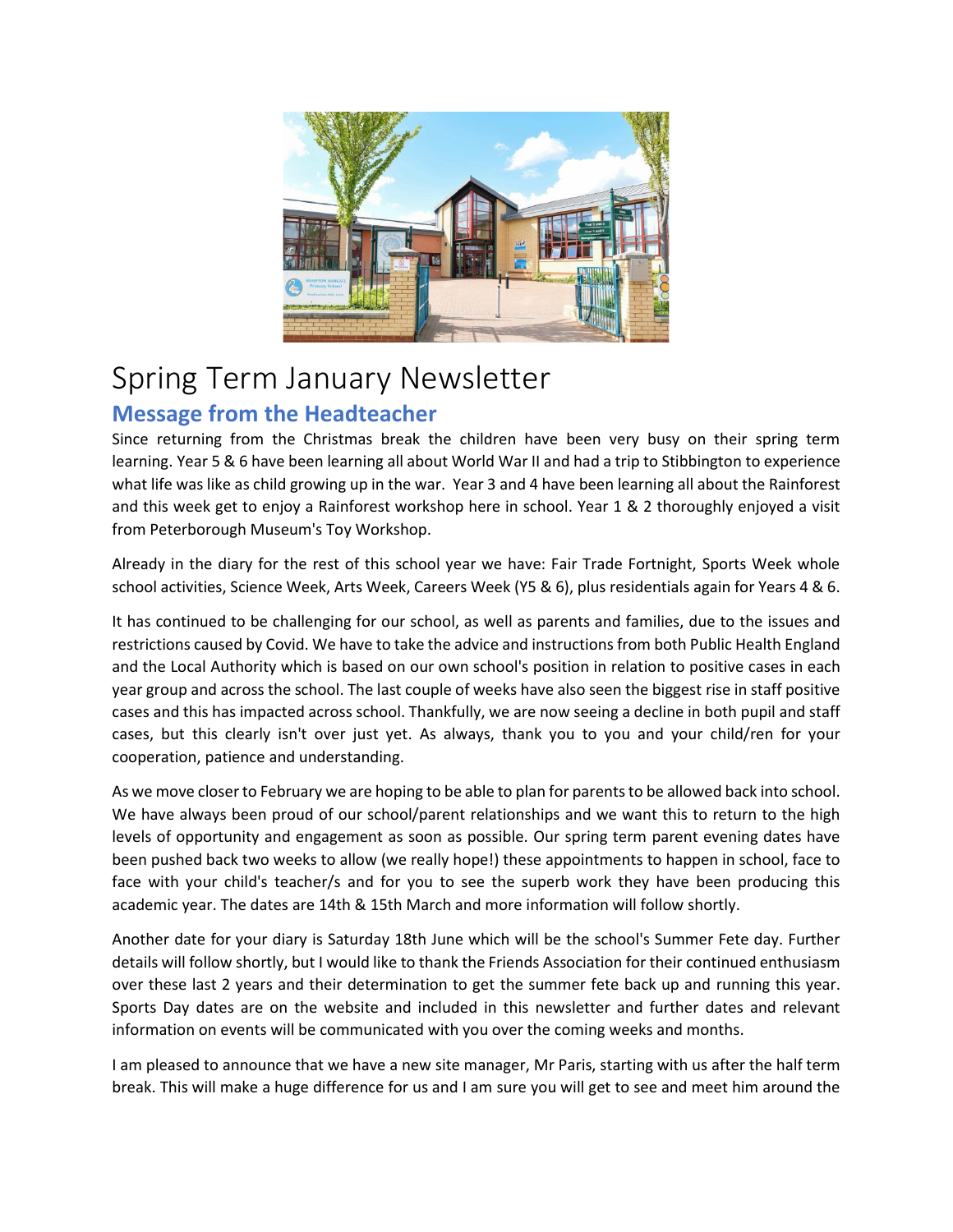# Spring Term January Newsletter

## Message from the Headteacher

Since returning from the Christmas break the children have been very busy on their spring term learning. Year 5 & 6 have been learning all about World War II and had a trip to Stibbington to experience what life was like as child growing up in the war. Year 3 and 4 have been learning all about the Rainforest and this week get to enjoy a Rainforest workshop here in school. Year 1 & 2 thoroughly enjoyed a visit from Peterborough Museum's Toy Workshop.

Already in the diary for the rest of this school year we have: Fair Trade Fortnight, Sports Week whole school activities, Science Week, Arts Week, Careers Week (Y5 & 6), plus residentials again for Years 4 & 6.

It has continued to be challenging for our school, as well as parents and families, due to the issues and restrictions caused by Covid. We have to take the advice and instructions from both Public Health England and the Local Authority which is based on our own school's position in relation to positive cases in each year group and across the school. The last couple of weeks have also seen the biggest rise in staff positive cases and this has impacted across school. Thankfully, we are now seeing a decline in both pupil and staff cases, but this clearly isn't over just yet. As always, thank you to you and your child/ren for your cooperation, patience and understanding.

As we move closer to February we are hoping to be able to plan for parents to be allowed back into school. We have always been proud of our school/parent relationships and we want this to return to the high levels of opportunity and engagement as soon as possible. Our spring term parent evening dates have been pushed back two weeks to allow (we really hope!) these appointments to happen in school, face to face with your child's teacher/s and for you to see the superb work they have been producing this academic year. The dates are 14th & 15th March and more information will follow shortly.

Another date for your diary is Saturday 18th June which will be the school's Summer Fete day. Further details will follow shortly, but I would like to thank the Friends Association for their continued enthusiasm over these last 2 years and their determination to get the summer fete back up and running this year. Sports Day dates are on the website and included in this newsletter and further dates and relevant information on events will be communicated with you over the coming weeks and months.

I am pleased to announce that we have a new site manager, Mr Paris, starting with us after the half term break. This will make a huge difference for us and I am sure you will get to see and meet him around the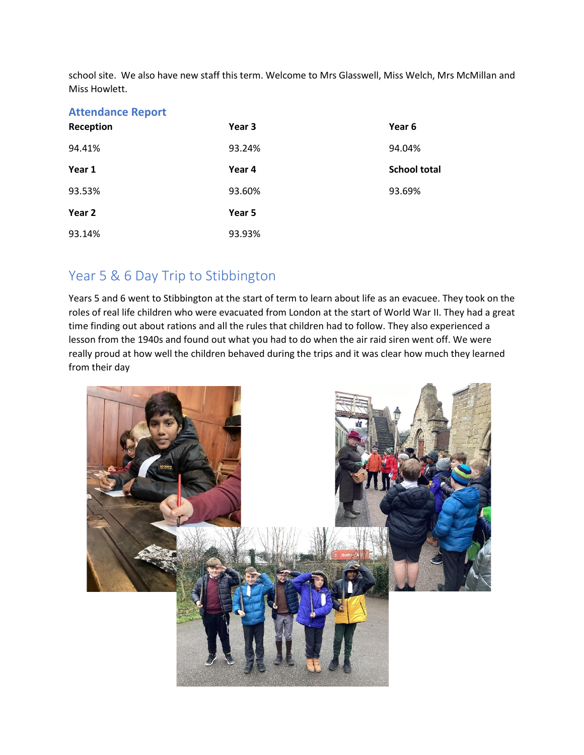school site. We also have new staff this term. Welcome to Mrs Glasswell, Miss Welch, Mrs McMillan and Miss Howlett.

## Attendance Report

| Reception | Year 3 | Year 6 |
|---|---|---|
| 94.41% | 93.24% | 94.04% |
| **Year 1** | **Year 4** | **School total** |
| 93.53% | 93.60% | 93.69% |
| **Year 2** | **Year 5** | |
| 93.14% | 93.93% | |

## Year 5 & 6 Day Trip to Stibbington

Years 5 and 6 went to Stibbington at the start of term to learn about life as an evacuee. They took on the roles of real life children who were evacuated from London at the start of World War II. They had a great time finding out about rations and all the rules that children had to follow. They also experienced a lesson from the 1940s and found out what you had to do when the air raid siren went off. We were really proud at how well the children behaved during the trips and it was clear how much they learned from their day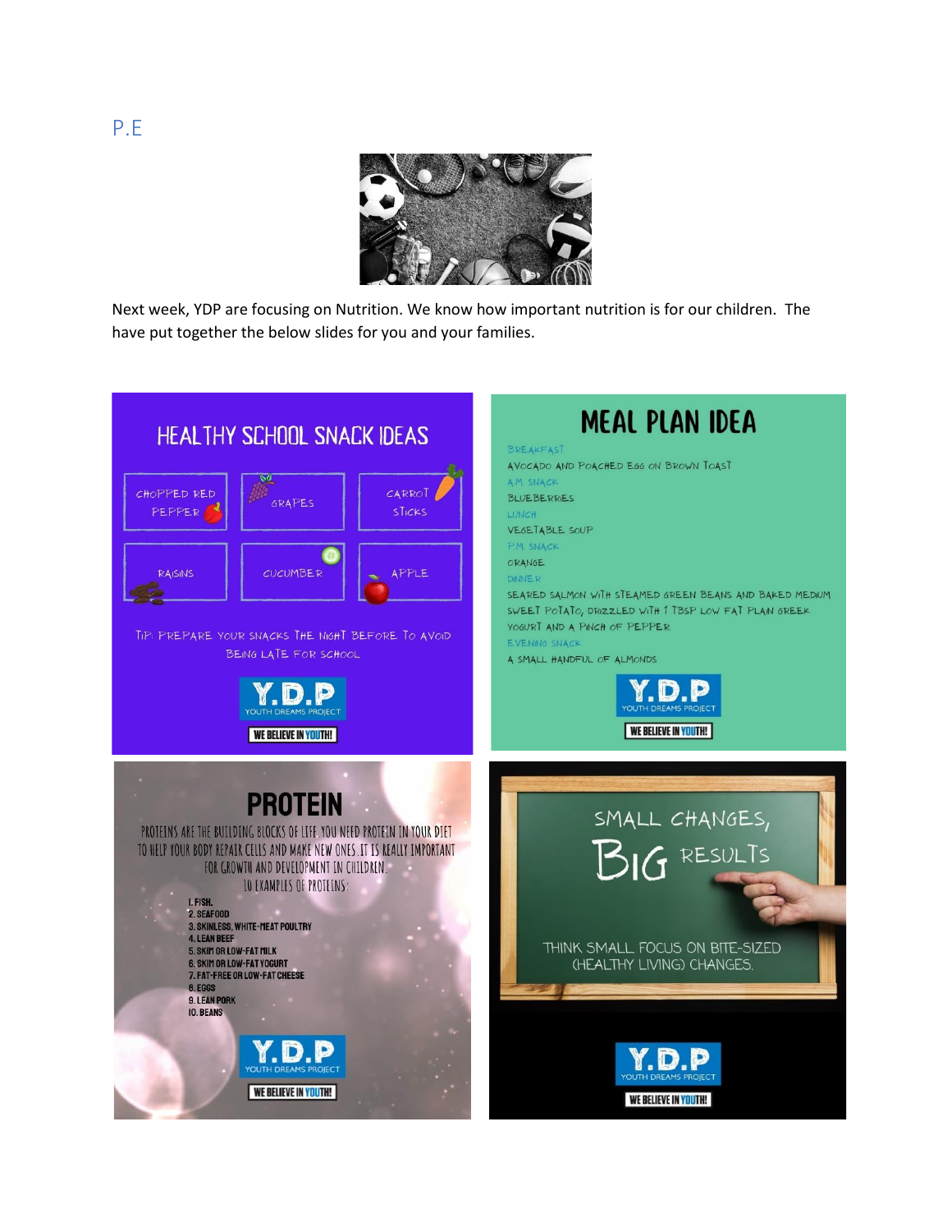## P.E

Next week, YDP are focusing on Nutrition. We know how important nutrition is for our children. The have put together the below slides for you and your families.

### HEALTHY SCHOOL SNACK IDEAS

| | | |
|---|---|---|
| CHOPPED RED PEPPER | GRAPES | CARROT STICKS |
| RAISINS | CUCUMBER | APPLE |

TIP: PREPARE YOUR SNACKS THE NIGHT BEFORE TO AVOID BEING LATE FOR SCHOOL

Y.D.P YOUTH DREAMS PROJECT

WE BELIEVE IN YOUTH!

### MEAL PLAN IDEA

BREAKFAST
AVOCADO AND POACHED EGG ON BROWN TOAST
A.M. SNACK
BLUEBERRIES
LUNCH
VEGETABLE SOUP
P.M. SNACK
ORANGE
DINNER
SEARED SALMON WITH STEAMED GREEN BEANS AND BAKED MEDIUM SWEET POTATO, DRIZZLED WITH 1 TBSP LOW FAT PLAIN GREEK YOGURT AND A PINCH OF PEPPER
EVENING SNACK
A SMALL HANDFUL OF ALMONDS

Y.D.P YOUTH DREAMS PROJECT

WE BELIEVE IN YOUTH!

### PROTEIN

PROTEINS ARE THE BUILDING BLOCKS OF LIFE. YOU NEED PROTEIN IN YOUR DIET TO HELP YOUR BODY REPAIR CELLS AND MAKE NEW ONES. IT IS REALLY IMPORTANT FOR GROWTH AND DEVELOPMENT IN CHILDREN.

10 EXAMPLES OF PROTEINS:

1. FISH.
2. SEAFOOD
3. SKINLESS, WHITE-MEAT POULTRY
4. LEAN BEEF
5. SKIM OR LOW-FAT MILK
6. SKIM OR LOW-FAT YOGURT
7. FAT-FREE OR LOW-FAT CHEESE
8. EGGS
9. LEAN PORK
10. BEANS

Y.D.P YOUTH DREAMS PROJECT

WE BELIEVE IN YOUTH!

### SMALL CHANGES, BIG RESULTS

THINK SMALL. FOCUS ON BITE-SIZED (HEALTHY LIVING) CHANGES.

Y.D.P YOUTH DREAMS PROJECT

WE BELIEVE IN YOUTH!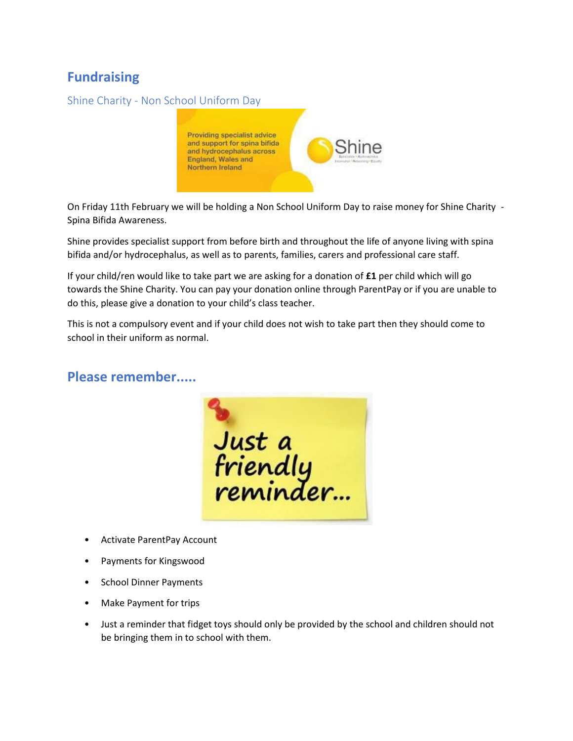## Fundraising

### Shine Charity - Non School Uniform Day

On Friday 11th February we will be holding a Non School Uniform Day to raise money for Shine Charity - Spina Bifida Awareness.

Shine provides specialist support from before birth and throughout the life of anyone living with spina bifida and/or hydrocephalus, as well as to parents, families, carers and professional care staff.

If your child/ren would like to take part we are asking for a donation of **£1** per child which will go towards the Shine Charity. You can pay your donation online through ParentPay or if you are unable to do this, please give a donation to your child's class teacher.

This is not a compulsory event and if your child does not wish to take part then they should come to school in their uniform as normal.

## Please remember.....

- Activate ParentPay Account
- Payments for Kingswood
- School Dinner Payments
- Make Payment for trips
- Just a reminder that fidget toys should only be provided by the school and children should not be bringing them in to school with them.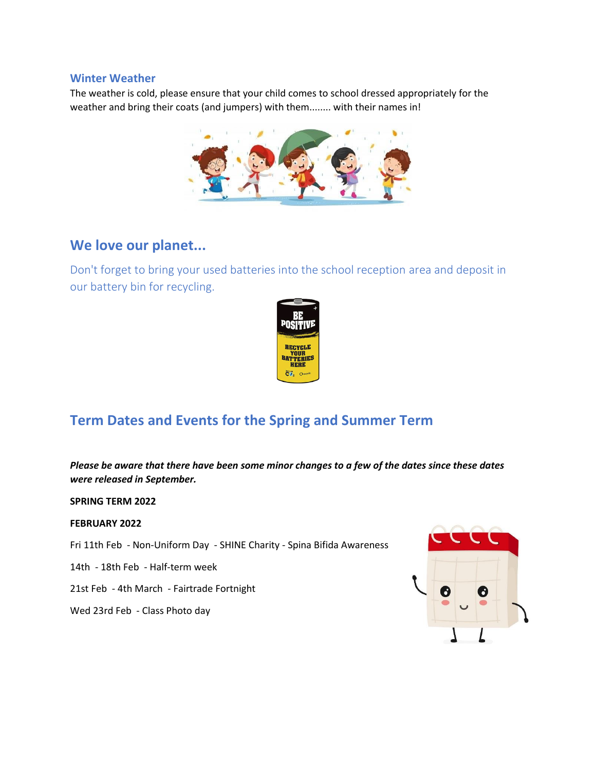### Winter Weather

The weather is cold, please ensure that your child comes to school dressed appropriately for the weather and bring their coats (and jumpers) with them........ with their names in!

## We love our planet...

Don't forget to bring your used batteries into the school reception area and deposit in our battery bin for recycling.

## Term Dates and Events for the Spring and Summer Term

***Please be aware that there have been some minor changes to a few of the dates since these dates were released in September.***

**SPRING TERM 2022**

**FEBRUARY 2022**

Fri 11th Feb - Non-Uniform Day - SHINE Charity - Spina Bifida Awareness

14th - 18th Feb - Half-term week

21st Feb - 4th March - Fairtrade Fortnight

Wed 23rd Feb - Class Photo day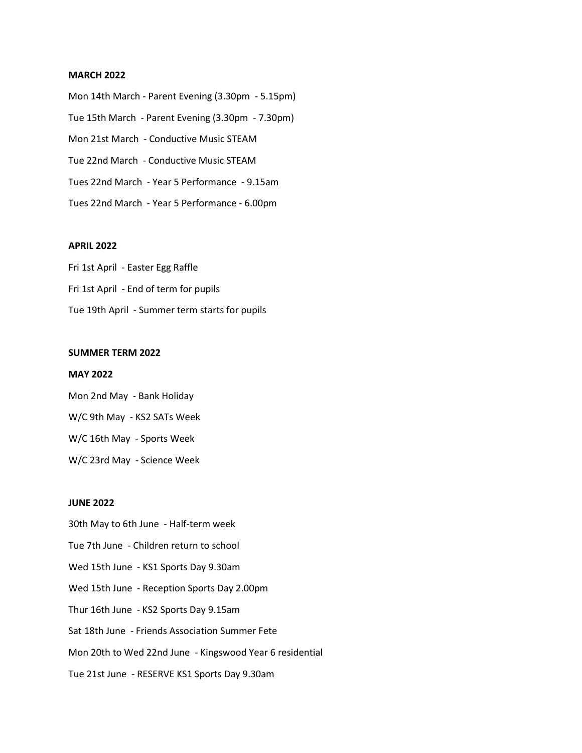**MARCH 2022**

Mon 14th March - Parent Evening (3.30pm - 5.15pm)

Tue 15th March - Parent Evening (3.30pm - 7.30pm)

Mon 21st March - Conductive Music STEAM

Tue 22nd March - Conductive Music STEAM

Tues 22nd March - Year 5 Performance - 9.15am

Tues 22nd March - Year 5 Performance - 6.00pm

**APRIL 2022**

Fri 1st April - Easter Egg Raffle

Fri 1st April - End of term for pupils

Tue 19th April - Summer term starts for pupils

**SUMMER TERM 2022**

**MAY 2022**

Mon 2nd May - Bank Holiday

W/C 9th May - KS2 SATs Week

W/C 16th May - Sports Week

W/C 23rd May - Science Week

**JUNE 2022**

30th May to 6th June - Half-term week

Tue 7th June - Children return to school

Wed 15th June - KS1 Sports Day 9.30am

Wed 15th June - Reception Sports Day 2.00pm

Thur 16th June - KS2 Sports Day 9.15am

Sat 18th June - Friends Association Summer Fete

Mon 20th to Wed 22nd June - Kingswood Year 6 residential

Tue 21st June - RESERVE KS1 Sports Day 9.30am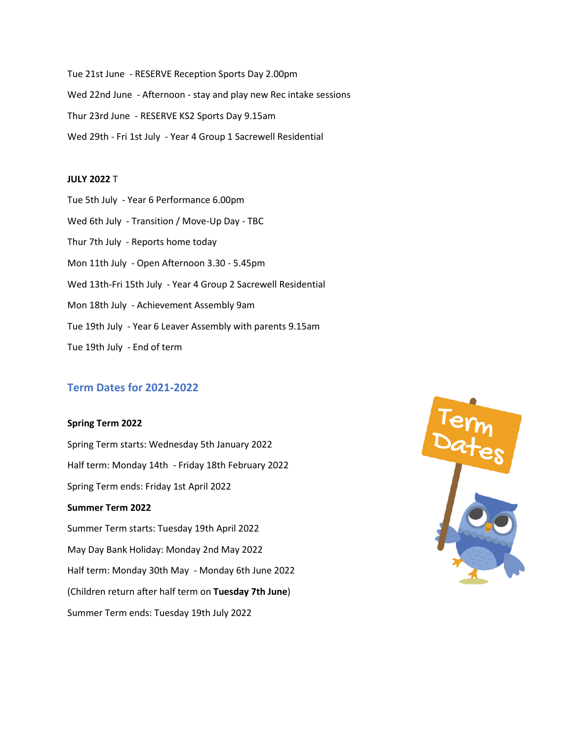Tue 21st June - RESERVE Reception Sports Day 2.00pm

Wed 22nd June - Afternoon - stay and play new Rec intake sessions

Thur 23rd June - RESERVE KS2 Sports Day 9.15am

Wed 29th - Fri 1st July - Year 4 Group 1 Sacrewell Residential

**JULY 2022** T

Tue 5th July - Year 6 Performance 6.00pm

Wed 6th July - Transition / Move-Up Day - TBC

Thur 7th July - Reports home today

Mon 11th July - Open Afternoon 3.30 - 5.45pm

Wed 13th-Fri 15th July - Year 4 Group 2 Sacrewell Residential

Mon 18th July - Achievement Assembly 9am

Tue 19th July - Year 6 Leaver Assembly with parents 9.15am

Tue 19th July - End of term

## Term Dates for 2021-2022

**Spring Term 2022**

Spring Term starts: Wednesday 5th January 2022

Half term: Monday 14th - Friday 18th February 2022

Spring Term ends: Friday 1st April 2022

**Summer Term 2022**

Summer Term starts: Tuesday 19th April 2022

May Day Bank Holiday: Monday 2nd May 2022

Half term: Monday 30th May - Monday 6th June 2022

(Children return after half term on **Tuesday 7th June**)

Summer Term ends: Tuesday 19th July 2022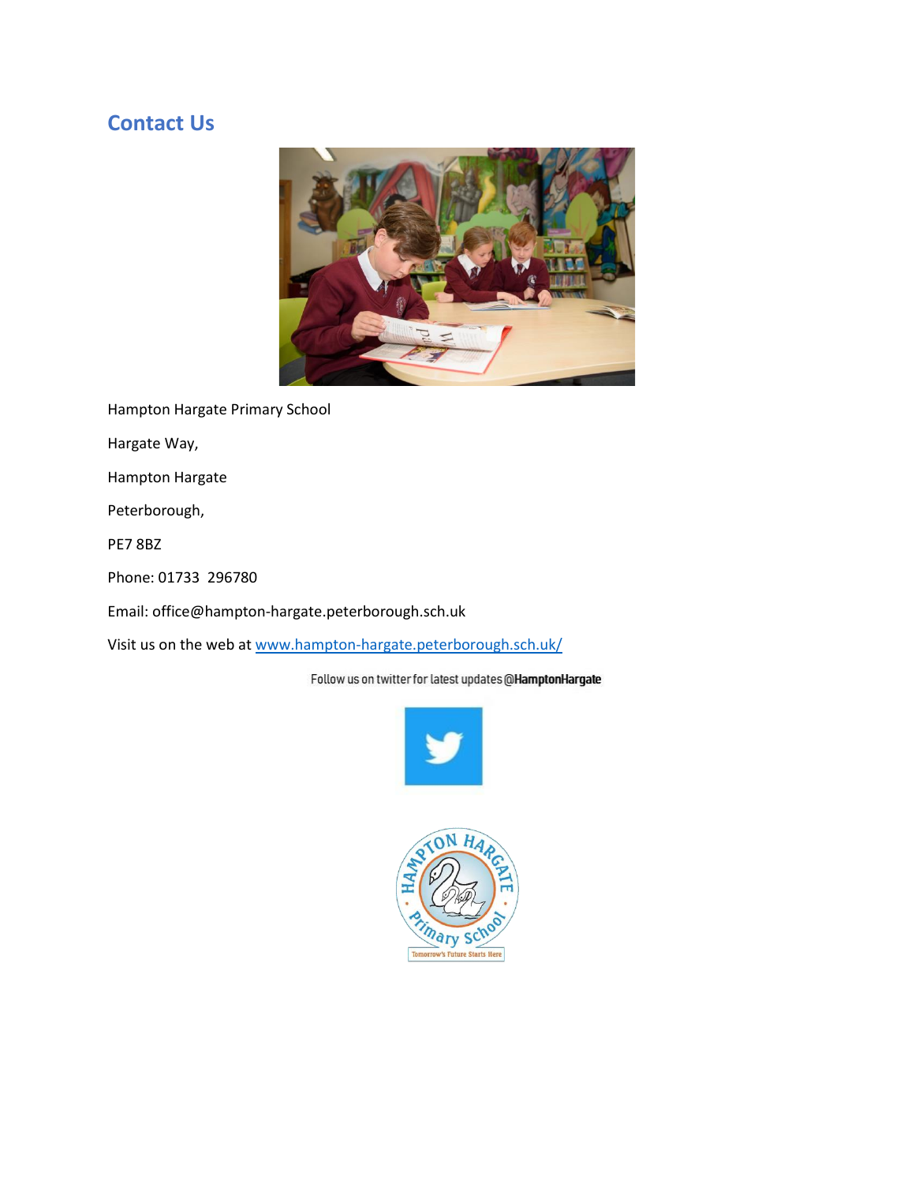## Contact Us

Hampton Hargate Primary School

Hargate Way,

Hampton Hargate

Peterborough,

PE7 8BZ

Phone: 01733 296780

Email: office@hampton-hargate.peterborough.sch.uk

Visit us on the web at [www.hampton-hargate.peterborough.sch.uk/](www.hampton-hargate.peterborough.sch.uk/)

Follow us on twitter for latest updates **@HamptonHargate**